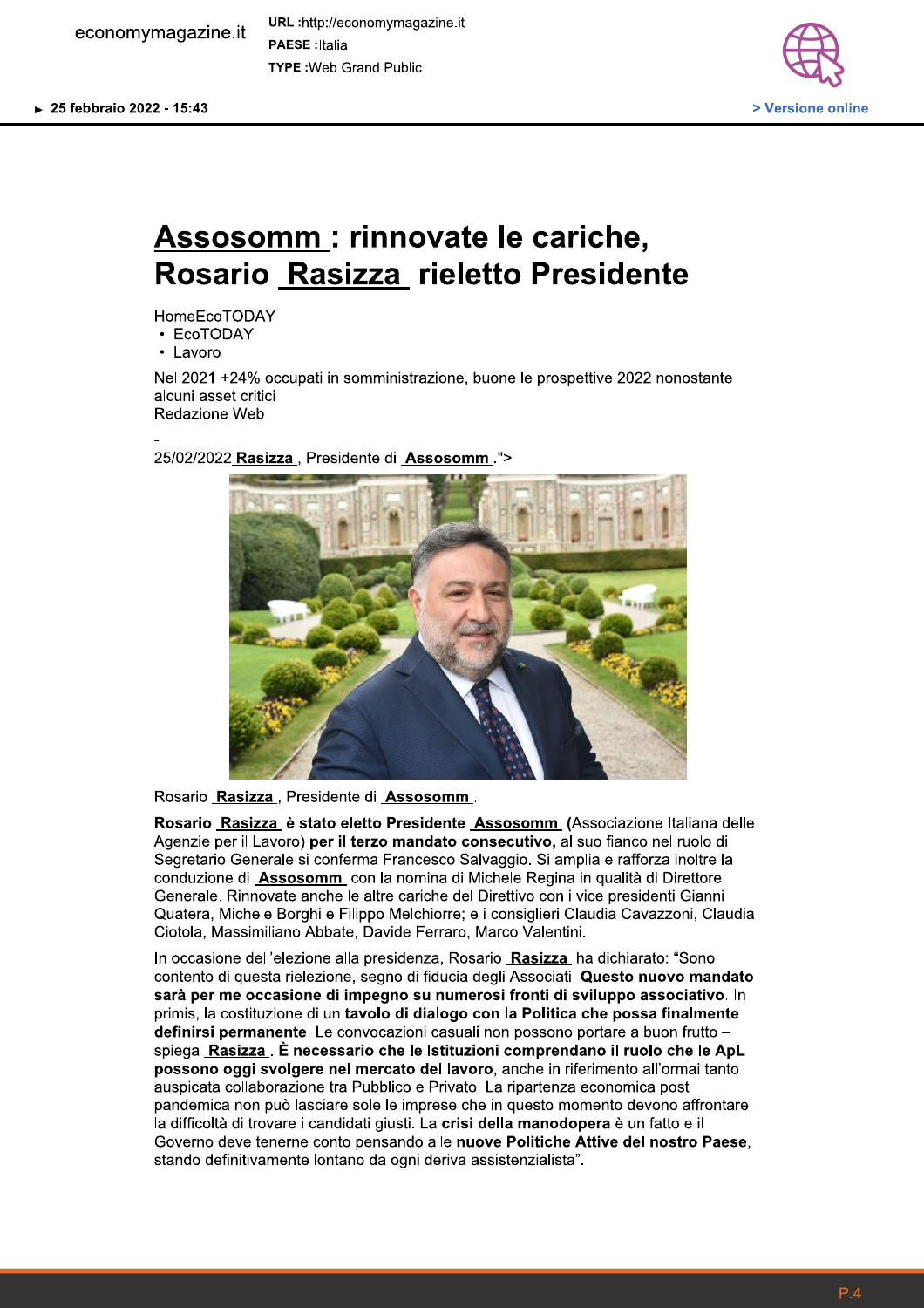economymagazine.it

URL :http://economymagazine.it
PAESE :Italia
TYPE :Web Grand Public

► 25 febbraio 2022 - 15:43

> Versione online

# Assosomm : rinnovate le cariche, Rosario Rasizza rieletto Presidente

HomeEcoTODAY

- EcoTODAY
- Lavoro

Nel 2021 +24% occupati in somministrazione, buone le prospettive 2022 nonostante alcuni asset critici
Redazione Web

-

25/02/2022 Rasizza , Presidente di Assosomm .">

Rosario Rasizza , Presidente di Assosomm .

**Rosario Rasizza è stato eletto Presidente Assosomm** (Associazione Italiana delle Agenzie per il Lavoro) **per il terzo mandato consecutivo,** al suo fianco nel ruolo di Segretario Generale si conferma Francesco Salvaggio. Si amplia e rafforza inoltre la conduzione di Assosomm con la nomina di Michele Regina in qualità di Direttore Generale. Rinnovate anche le altre cariche del Direttivo con i vice presidenti Gianni Quatera, Michele Borghi e Filippo Melchiorre; e i consiglieri Claudia Cavazzoni, Claudia Ciotola, Massimiliano Abbate, Davide Ferraro, Marco Valentini.

In occasione dell'elezione alla presidenza, Rosario Rasizza ha dichiarato: "Sono contento di questa rielezione, segno di fiducia degli Associati. **Questo nuovo mandato sarà per me occasione di impegno su numerosi fronti di sviluppo associativo**. In primis, la costituzione di un **tavolo di dialogo con la Politica che possa finalmente definirsi permanente**. Le convocazioni casuali non possono portare a buon frutto – spiega Rasizza . **È necessario che le Istituzioni comprendano il ruolo che le ApL possono oggi svolgere nel mercato del lavoro**, anche in riferimento all'ormai tanto auspicata collaborazione tra Pubblico e Privato. La ripartenza economica post pandemica non può lasciare sole le imprese che in questo momento devono affrontare la difficoltà di trovare i candidati giusti. La **crisi della manodopera** è un fatto e il Governo deve tenerne conto pensando alle **nuove Politiche Attive del nostro Paese**, stando definitivamente lontano da ogni deriva assistenzialista".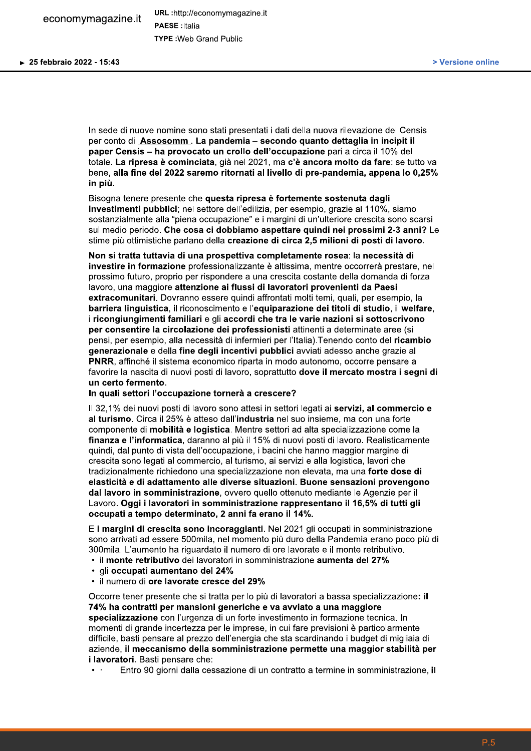In sede di nuove nomine sono stati presentati i dati della nuova rilevazione del Censis per conto di **Assosomm**. **La pandemia** – **secondo quanto dettaglia in incipit il paper Censis – ha provocato un crollo dell'occupazione** pari a circa il 10% del totale. **La ripresa è cominciata**, già nel 2021, ma **c'è ancora molto da fare**: se tutto va bene, **alla fine del 2022 saremo ritornati al livello di pre-pandemia, appena lo 0,25% in più**.

Bisogna tenere presente che **questa ripresa è fortemente sostenuta dagli investimenti pubblici**; nel settore dell'edilizia, per esempio, grazie al 110%, siamo sostanzialmente alla "piena occupazione" e i margini di un'ulteriore crescita sono scarsi sul medio periodo. **Che cosa ci dobbiamo aspettare quindi nei prossimi 2-3 anni?** Le stime più ottimistiche parlano della **creazione di circa 2,5 milioni di posti di lavoro**.

**Non si tratta tuttavia di una prospettiva completamente rosea**: la **necessità di investire in formazione** professionalizzante è altissima, mentre occorrerà prestare, nel prossimo futuro, proprio per rispondere a una crescita costante della domanda di forza lavoro, una maggiore **attenzione ai flussi di lavoratori provenienti da Paesi extracomunitari**. Dovranno essere quindi affrontati molti temi, quali, per esempio, la **barriera linguistica**, il riconoscimento e l'**equiparazione dei titoli di studio**, il **welfare**, i **ricongiungimenti familiari** e gli **accordi che tra le varie nazioni si sottoscrivono per consentire la circolazione dei professionisti** attinenti a determinate aree (si pensi, per esempio, alla necessità di infermieri per l'Italia).Tenendo conto del **ricambio generazionale** e della **fine degli incentivi pubblici** avviati adesso anche grazie al **PNRR**, affinché il sistema economico riparta in modo autonomo, occorre pensare a favorire la nascita di nuovi posti di lavoro, soprattutto **dove il mercato mostra i segni di un certo fermento**.

**In quali settori l'occupazione tornerà a crescere?**

Il 32,1% dei nuovi posti di lavoro sono attesi in settori legati ai **servizi, al commercio e al turismo**. Circa il 25% è atteso dall'**industria** nel suo insieme, ma con una forte componente di **mobilità e logistica**. Mentre settori ad alta specializzazione come la **finanza e l'informatica**, daranno al più il 15% di nuovi posti di lavoro. Realisticamente quindi, dal punto di vista dell'occupazione, i bacini che hanno maggior margine di crescita sono legati al commercio, al turismo, ai servizi e alla logistica, lavori che tradizionalmente richiedono una specializzazione non elevata, ma una **forte dose di elasticità e di adattamento alle diverse situazioni**. **Buone sensazioni provengono dal lavoro in somministrazione**, ovvero quello ottenuto mediante le Agenzie per il Lavoro. **Oggi i lavoratori in somministrazione rappresentano il 16,5% di tutti gli occupati a tempo determinato, 2 anni fa erano il 14%.**

E **i margini di crescita sono incoraggianti**. Nel 2021 gli occupati in somministrazione sono arrivati ad essere 500mila, nel momento più duro della Pandemia erano poco più di 300mila. L'aumento ha riguardato il numero di ore lavorate e il monte retributivo.

- il **monte retributivo** dei lavoratori in somministrazione **aumenta del 27%**
- gli **occupati aumentano del 24%**
- il numero di **ore lavorate cresce del 29%**

Occorre tener presente che si tratta per lo più di lavoratori a bassa specializzazione**: il 74% ha contratti per mansioni generiche e va avviato a una maggiore specializzazione** con l'urgenza di un forte investimento in formazione tecnica. In momenti di grande incertezza per le imprese, in cui fare previsioni è particolarmente difficile, basti pensare al prezzo dell'energia che sta scardinando i budget di migliaia di aziende, **il meccanismo della somministrazione permette una maggior stabilità per i lavoratori.** Basti pensare che:

- · Entro 90 giorni dalla cessazione di un contratto a termine in somministrazione, **il**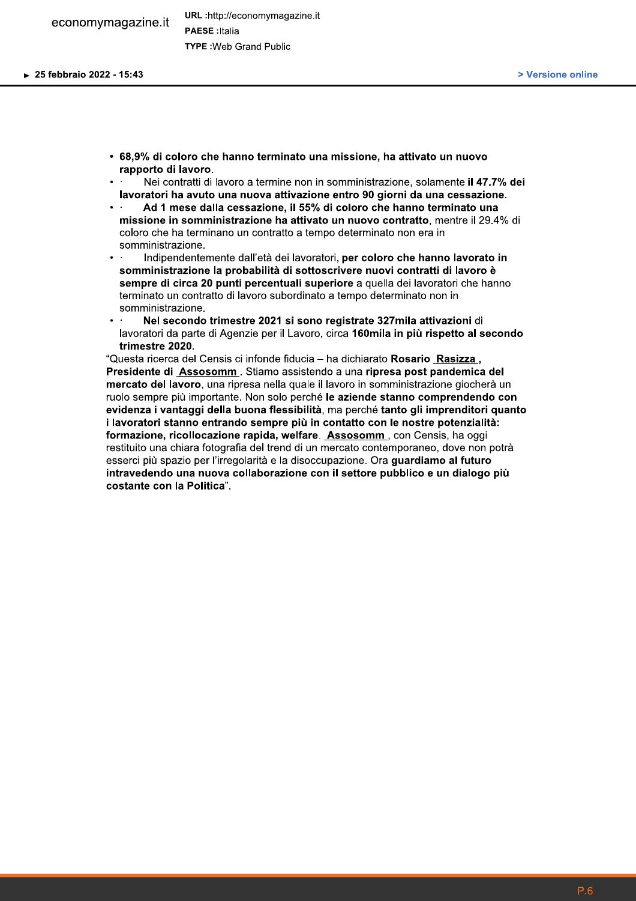- **68,9% di coloro che hanno terminato una missione, ha attivato un nuovo rapporto di lavoro**.
- · Nei contratti di lavoro a termine non in somministrazione, solamente **il 47.7% dei lavoratori ha avuto una nuova attivazione entro 90 giorni da una cessazione**.
- · **Ad 1 mese dalla cessazione, il 55% di coloro che hanno terminato una missione in somministrazione ha attivato un nuovo contratto**, mentre il 29.4% di coloro che ha terminano un contratto a tempo determinato non era in somministrazione.
- · Indipendentemente dall'età dei lavoratori, **per coloro che hanno lavorato in somministrazione la probabilità di sottoscrivere nuovi contratti di lavoro è sempre di circa 20 punti percentuali superiore** a quella dei lavoratori che hanno terminato un contratto di lavoro subordinato a tempo determinato non in somministrazione.
- · **Nel secondo trimestre 2021 si sono registrate 327mila attivazioni** di lavoratori da parte di Agenzie per il Lavoro, circa **160mila in più rispetto al secondo trimestre 2020**.

"Questa ricerca del Censis ci infonde fiducia – ha dichiarato **Rosario Rasizza , Presidente di Assosomm** . Stiamo assistendo a una **ripresa post pandemica del mercato del lavoro**, una ripresa nella quale il lavoro in somministrazione giocherà un ruolo sempre più importante. Non solo perché **le aziende stanno comprendendo con evidenza i vantaggi della buona flessibilità**, ma perché **tanto gli imprenditori quanto i lavoratori stanno entrando sempre più in contatto con le nostre potenzialità: formazione, ricollocazione rapida, welfare**. **Assosomm** , con Censis, ha oggi restituito una chiara fotografia del trend di un mercato contemporaneo, dove non potrà esserci più spazio per l'irregolarità e la disoccupazione. Ora **guardiamo al futuro intravedendo una nuova collaborazione con il settore pubblico e un dialogo più costante con la Politica**".